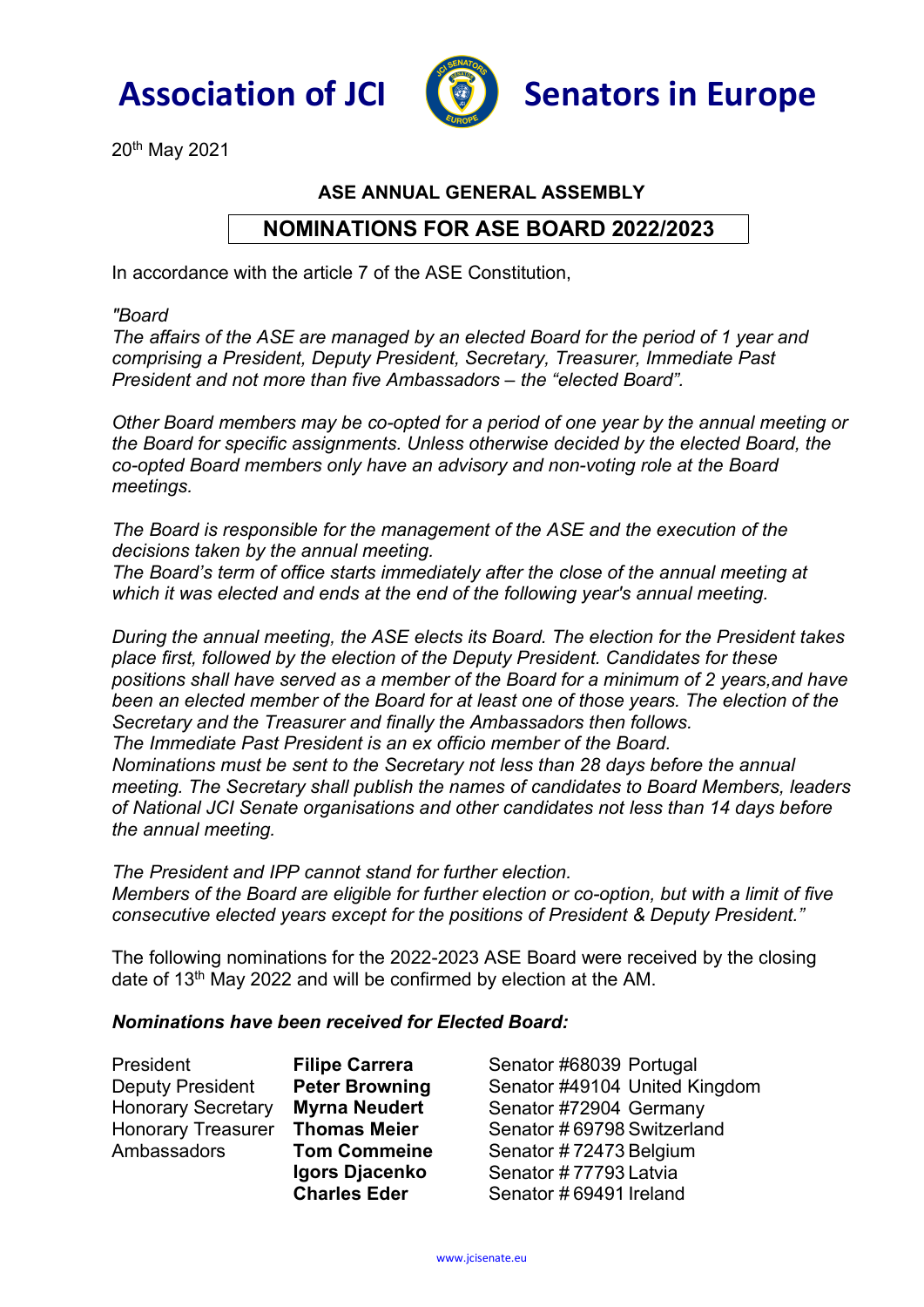# Association of JCI Senators in Europe

20th May 2021

## ASE ANNUAL GENERAL ASSEMBLY

## NOMINATIONS FOR ASE BOARD 2022/2023

In accordance with the article 7 of the ASE Constitution,

*"Board*
*The affairs of the ASE are managed by an elected Board for the period of 1 year and comprising a President, Deputy President, Secretary, Treasurer, Immediate Past President and not more than five Ambassadors – the "elected Board".*

*Other Board members may be co-opted for a period of one year by the annual meeting or the Board for specific assignments. Unless otherwise decided by the elected Board, the co-opted Board members only have an advisory and non-voting role at the Board meetings.*

*The Board is responsible for the management of the ASE and the execution of the decisions taken by the annual meeting.*
*The Board's term of office starts immediately after the close of the annual meeting at which it was elected and ends at the end of the following year's annual meeting.*

*During the annual meeting, the ASE elects its Board. The election for the President takes place first, followed by the election of the Deputy President. Candidates for these positions shall have served as a member of the Board for a minimum of 2 years,and have been an elected member of the Board for at least one of those years. The election of the Secretary and the Treasurer and finally the Ambassadors then follows.*
*The Immediate Past President is an ex officio member of the Board.*
*Nominations must be sent to the Secretary not less than 28 days before the annual meeting. The Secretary shall publish the names of candidates to Board Members, leaders of National JCI Senate organisations and other candidates not less than 14 days before the annual meeting.*

*The President and IPP cannot stand for further election.*
*Members of the Board are eligible for further election or co-option, but with a limit of five consecutive elected years except for the positions of President & Deputy President."*

The following nominations for the 2022-2023 ASE Board were received by the closing date of 13th May 2022 and will be confirmed by election at the AM.

***Nominations have been received for Elected Board:***

| | | |
|---|---|---|
| President | **Filipe Carrera** | Senator #68039 Portugal |
| Deputy President | **Peter Browning** | Senator #49104 United Kingdom |
| Honorary Secretary | **Myrna Neudert** | Senator #72904 Germany |
| Honorary Treasurer | **Thomas Meier** | Senator # 69798 Switzerland |
| Ambassadors | **Tom Commeine** | Senator # 72473 Belgium |
| | **Igors Djacenko** | Senator # 77793 Latvia |
| | **Charles Eder** | Senator # 69491 Ireland |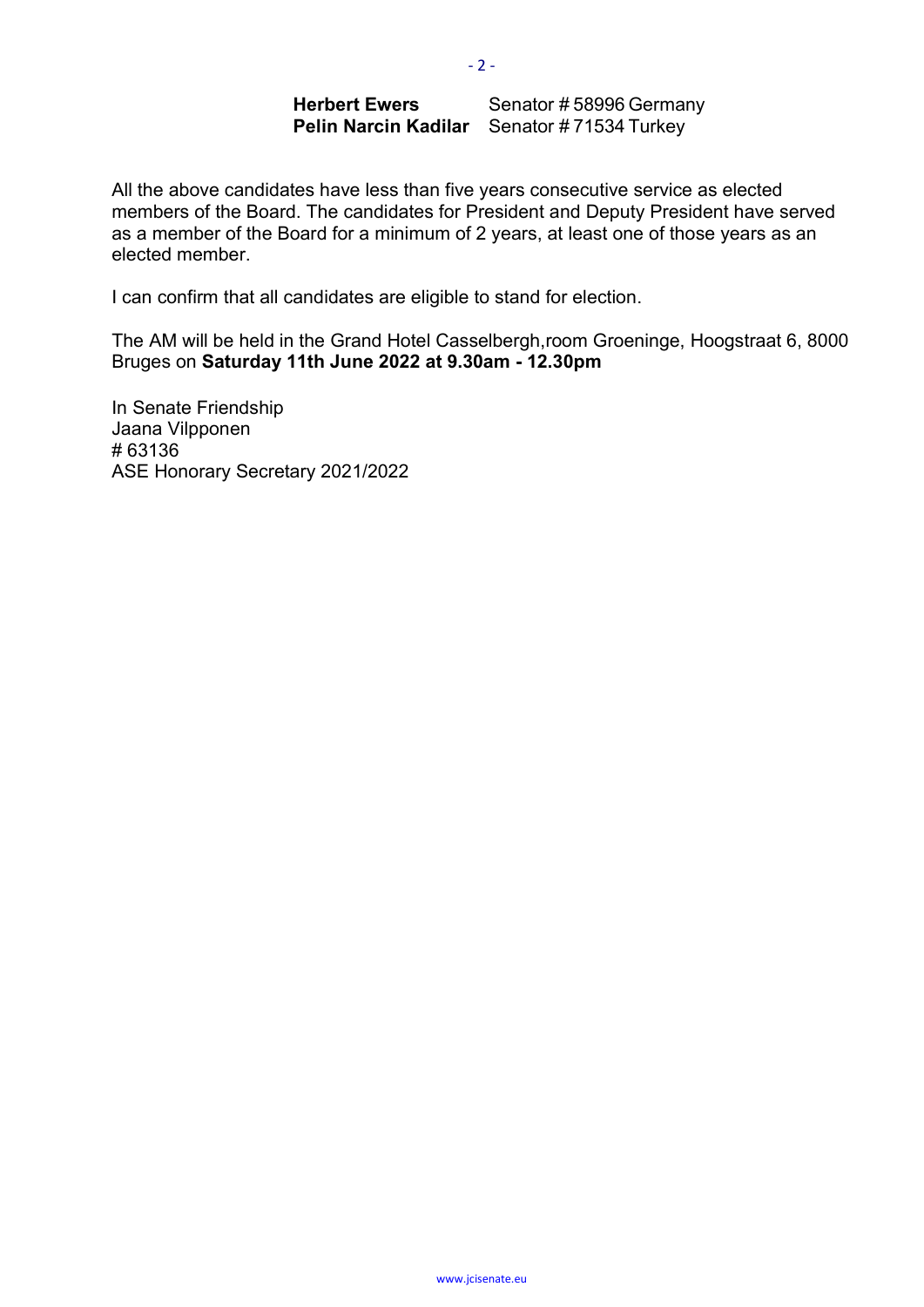| | |
|---|---|
| **Herbert Ewers** | Senator # 58996 Germany |
| **Pelin Narcin Kadilar** | Senator # 71534 Turkey |

All the above candidates have less than five years consecutive service as elected members of the Board. The candidates for President and Deputy President have served as a member of the Board for a minimum of 2 years, at least one of those years as an elected member.

I can confirm that all candidates are eligible to stand for election.

The AM will be held in the Grand Hotel Casselbergh,room Groeninge, Hoogstraat 6, 8000 Bruges on **Saturday 11th June 2022 at 9.30am - 12.30pm**

In Senate Friendship
Jaana Vilpponen
# 63136
ASE Honorary Secretary 2021/2022

www.jcisenate.eu